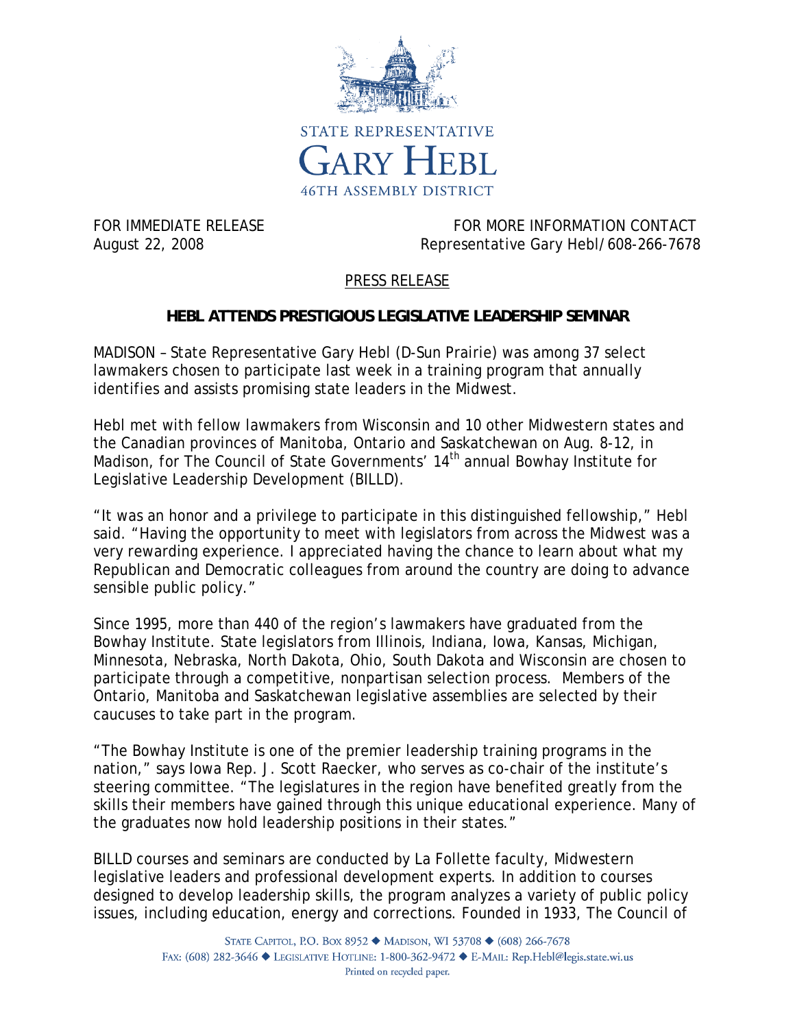STATE REPRESENTATIVE

GARY HEBL

46TH ASSEMBLY DISTRICT

FOR IMMEDIATE RELEASE
August 22, 2008

FOR MORE INFORMATION CONTACT
Representative Gary Hebl/608-266-7678

PRESS RELEASE

**HEBL ATTENDS PRESTIGIOUS LEGISLATIVE LEADERSHIP SEMINAR**

MADISON – State Representative Gary Hebl (D-Sun Prairie) was among 37 select lawmakers chosen to participate last week in a training program that annually identifies and assists promising state leaders in the Midwest.

Hebl met with fellow lawmakers from Wisconsin and 10 other Midwestern states and the Canadian provinces of Manitoba, Ontario and Saskatchewan on Aug. 8-12, in Madison, for The Council of State Governments' 14th annual Bowhay Institute for Legislative Leadership Development (BILLD).

"It was an honor and a privilege to participate in this distinguished fellowship," Hebl said. "Having the opportunity to meet with legislators from across the Midwest was a very rewarding experience. I appreciated having the chance to learn about what my Republican and Democratic colleagues from around the country are doing to advance sensible public policy."

Since 1995, more than 440 of the region's lawmakers have graduated from the Bowhay Institute. State legislators from Illinois, Indiana, Iowa, Kansas, Michigan, Minnesota, Nebraska, North Dakota, Ohio, South Dakota and Wisconsin are chosen to participate through a competitive, nonpartisan selection process. Members of the Ontario, Manitoba and Saskatchewan legislative assemblies are selected by their caucuses to take part in the program.

"The Bowhay Institute is one of the premier leadership training programs in the nation," says Iowa Rep. J. Scott Raecker, who serves as co-chair of the institute's steering committee. "The legislatures in the region have benefited greatly from the skills their members have gained through this unique educational experience. Many of the graduates now hold leadership positions in their states."

BILLD courses and seminars are conducted by La Follette faculty, Midwestern legislative leaders and professional development experts. In addition to courses designed to develop leadership skills, the program analyzes a variety of public policy issues, including education, energy and corrections. Founded in 1933, The Council of

STATE CAPITOL, P.O. BOX 8952 ◆ MADISON, WI 53708 ◆ (608) 266-7678
FAX: (608) 282-3646 ◆ LEGISLATIVE HOTLINE: 1-800-362-9472 ◆ E-MAIL: Rep.Hebl@legis.state.wi.us
Printed on recycled paper.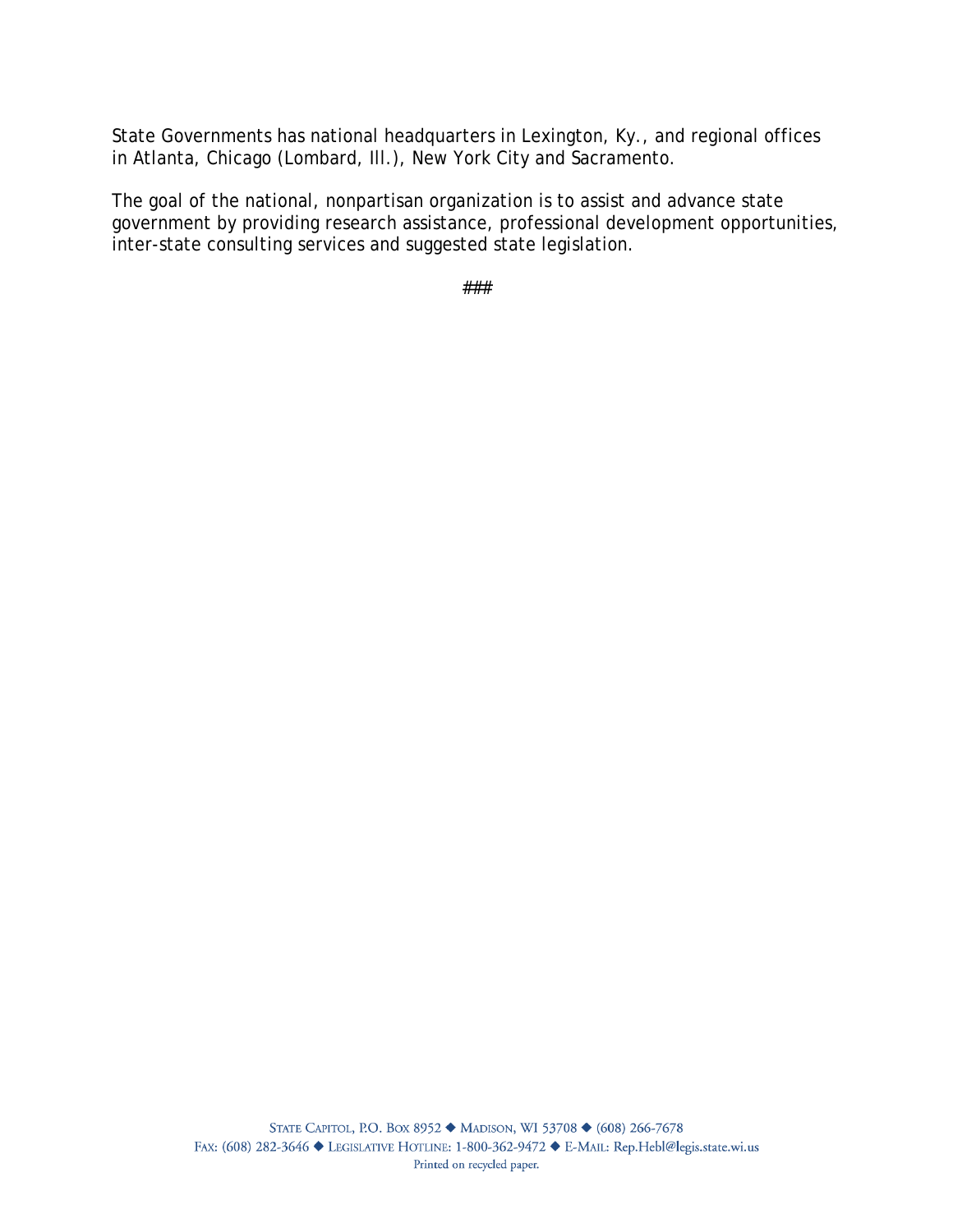State Governments has national headquarters in Lexington, Ky., and regional offices in Atlanta, Chicago (Lombard, Ill.), New York City and Sacramento.

The goal of the national, nonpartisan organization is to assist and advance state government by providing research assistance, professional development opportunities, inter-state consulting services and suggested state legislation.

###

STATE CAPITOL, P.O. BOX 8952 ◆ MADISON, WI 53708 ◆ (608) 266-7678
FAX: (608) 282-3646 ◆ LEGISLATIVE HOTLINE: 1-800-362-9472 ◆ E-MAIL: Rep.Hebl@legis.state.wi.us
Printed on recycled paper.